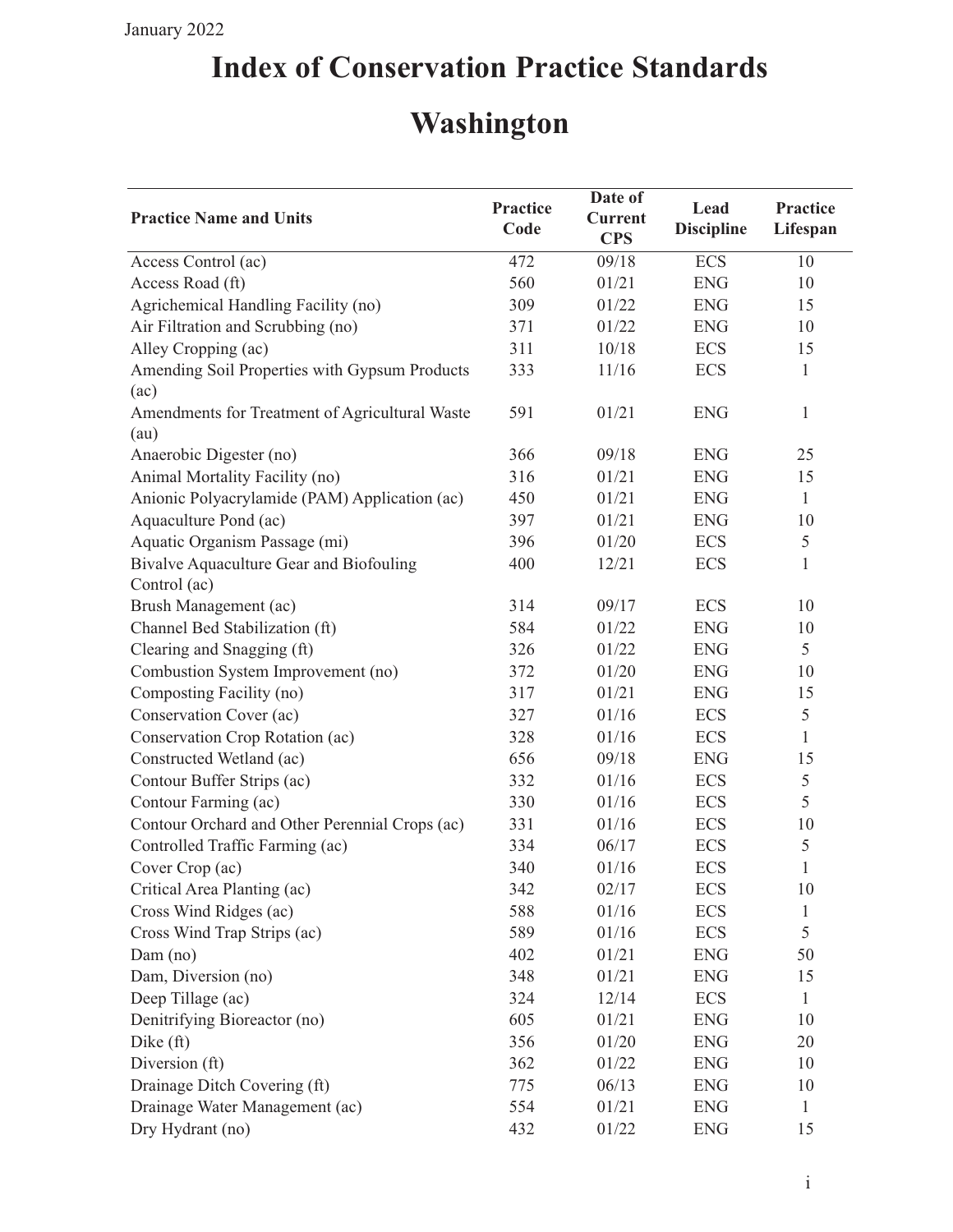January 2022

# Index of Conservation Practice Standards

# Washington

| Practice Name and Units | Practice Code | Date of Current CPS | Lead Discipline | Practice Lifespan |
|---|---|---|---|---|
| Access Control (ac) | 472 | 09/18 | ECS | 10 |
| Access Road (ft) | 560 | 01/21 | ENG | 10 |
| Agrichemical Handling Facility (no) | 309 | 01/22 | ENG | 15 |
| Air Filtration and Scrubbing (no) | 371 | 01/22 | ENG | 10 |
| Alley Cropping (ac) | 311 | 10/18 | ECS | 15 |
| Amending Soil Properties with Gypsum Products (ac) | 333 | 11/16 | ECS | 1 |
| Amendments for Treatment of Agricultural Waste (au) | 591 | 01/21 | ENG | 1 |
| Anaerobic Digester (no) | 366 | 09/18 | ENG | 25 |
| Animal Mortality Facility (no) | 316 | 01/21 | ENG | 15 |
| Anionic Polyacrylamide (PAM) Application (ac) | 450 | 01/21 | ENG | 1 |
| Aquaculture Pond (ac) | 397 | 01/21 | ENG | 10 |
| Aquatic Organism Passage (mi) | 396 | 01/20 | ECS | 5 |
| Bivalve Aquaculture Gear and Biofouling Control (ac) | 400 | 12/21 | ECS | 1 |
| Brush Management (ac) | 314 | 09/17 | ECS | 10 |
| Channel Bed Stabilization (ft) | 584 | 01/22 | ENG | 10 |
| Clearing and Snagging (ft) | 326 | 01/22 | ENG | 5 |
| Combustion System Improvement (no) | 372 | 01/20 | ENG | 10 |
| Composting Facility (no) | 317 | 01/21 | ENG | 15 |
| Conservation Cover (ac) | 327 | 01/16 | ECS | 5 |
| Conservation Crop Rotation (ac) | 328 | 01/16 | ECS | 1 |
| Constructed Wetland (ac) | 656 | 09/18 | ENG | 15 |
| Contour Buffer Strips (ac) | 332 | 01/16 | ECS | 5 |
| Contour Farming (ac) | 330 | 01/16 | ECS | 5 |
| Contour Orchard and Other Perennial Crops (ac) | 331 | 01/16 | ECS | 10 |
| Controlled Traffic Farming (ac) | 334 | 06/17 | ECS | 5 |
| Cover Crop (ac) | 340 | 01/16 | ECS | 1 |
| Critical Area Planting (ac) | 342 | 02/17 | ECS | 10 |
| Cross Wind Ridges (ac) | 588 | 01/16 | ECS | 1 |
| Cross Wind Trap Strips (ac) | 589 | 01/16 | ECS | 5 |
| Dam (no) | 402 | 01/21 | ENG | 50 |
| Dam, Diversion (no) | 348 | 01/21 | ENG | 15 |
| Deep Tillage (ac) | 324 | 12/14 | ECS | 1 |
| Denitrifying Bioreactor (no) | 605 | 01/21 | ENG | 10 |
| Dike (ft) | 356 | 01/20 | ENG | 20 |
| Diversion (ft) | 362 | 01/22 | ENG | 10 |
| Drainage Ditch Covering (ft) | 775 | 06/13 | ENG | 10 |
| Drainage Water Management (ac) | 554 | 01/21 | ENG | 1 |
| Dry Hydrant (no) | 432 | 01/22 | ENG | 15 |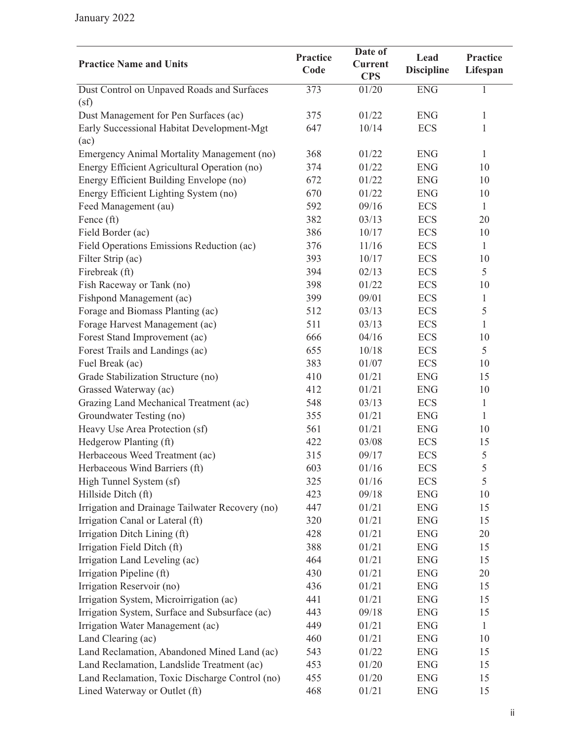| Practice Name and Units | Practice Code | Date of Current CPS | Lead Discipline | Practice Lifespan |
|---|---|---|---|---|
| Dust Control on Unpaved Roads and Surfaces (sf) | 373 | 01/20 | ENG | 1 |
| Dust Management for Pen Surfaces (ac) | 375 | 01/22 | ENG | 1 |
| Early Successional Habitat Development-Mgt (ac) | 647 | 10/14 | ECS | 1 |
| Emergency Animal Mortality Management (no) | 368 | 01/22 | ENG | 1 |
| Energy Efficient Agricultural Operation (no) | 374 | 01/22 | ENG | 10 |
| Energy Efficient Building Envelope (no) | 672 | 01/22 | ENG | 10 |
| Energy Efficient Lighting System (no) | 670 | 01/22 | ENG | 10 |
| Feed Management (au) | 592 | 09/16 | ECS | 1 |
| Fence (ft) | 382 | 03/13 | ECS | 20 |
| Field Border (ac) | 386 | 10/17 | ECS | 10 |
| Field Operations Emissions Reduction (ac) | 376 | 11/16 | ECS | 1 |
| Filter Strip (ac) | 393 | 10/17 | ECS | 10 |
| Firebreak (ft) | 394 | 02/13 | ECS | 5 |
| Fish Raceway or Tank (no) | 398 | 01/22 | ECS | 10 |
| Fishpond Management (ac) | 399 | 09/01 | ECS | 1 |
| Forage and Biomass Planting (ac) | 512 | 03/13 | ECS | 5 |
| Forage Harvest Management (ac) | 511 | 03/13 | ECS | 1 |
| Forest Stand Improvement (ac) | 666 | 04/16 | ECS | 10 |
| Forest Trails and Landings (ac) | 655 | 10/18 | ECS | 5 |
| Fuel Break (ac) | 383 | 01/07 | ECS | 10 |
| Grade Stabilization Structure (no) | 410 | 01/21 | ENG | 15 |
| Grassed Waterway (ac) | 412 | 01/21 | ENG | 10 |
| Grazing Land Mechanical Treatment (ac) | 548 | 03/13 | ECS | 1 |
| Groundwater Testing (no) | 355 | 01/21 | ENG | 1 |
| Heavy Use Area Protection (sf) | 561 | 01/21 | ENG | 10 |
| Hedgerow Planting (ft) | 422 | 03/08 | ECS | 15 |
| Herbaceous Weed Treatment (ac) | 315 | 09/17 | ECS | 5 |
| Herbaceous Wind Barriers (ft) | 603 | 01/16 | ECS | 5 |
| High Tunnel System (sf) | 325 | 01/16 | ECS | 5 |
| Hillside Ditch (ft) | 423 | 09/18 | ENG | 10 |
| Irrigation and Drainage Tailwater Recovery (no) | 447 | 01/21 | ENG | 15 |
| Irrigation Canal or Lateral (ft) | 320 | 01/21 | ENG | 15 |
| Irrigation Ditch Lining (ft) | 428 | 01/21 | ENG | 20 |
| Irrigation Field Ditch (ft) | 388 | 01/21 | ENG | 15 |
| Irrigation Land Leveling (ac) | 464 | 01/21 | ENG | 15 |
| Irrigation Pipeline (ft) | 430 | 01/21 | ENG | 20 |
| Irrigation Reservoir (no) | 436 | 01/21 | ENG | 15 |
| Irrigation System, Microirrigation (ac) | 441 | 01/21 | ENG | 15 |
| Irrigation System, Surface and Subsurface (ac) | 443 | 09/18 | ENG | 15 |
| Irrigation Water Management (ac) | 449 | 01/21 | ENG | 1 |
| Land Clearing (ac) | 460 | 01/21 | ENG | 10 |
| Land Reclamation, Abandoned Mined Land (ac) | 543 | 01/22 | ENG | 15 |
| Land Reclamation, Landslide Treatment (ac) | 453 | 01/20 | ENG | 15 |
| Land Reclamation, Toxic Discharge Control (no) | 455 | 01/20 | ENG | 15 |
| Lined Waterway or Outlet (ft) | 468 | 01/21 | ENG | 15 |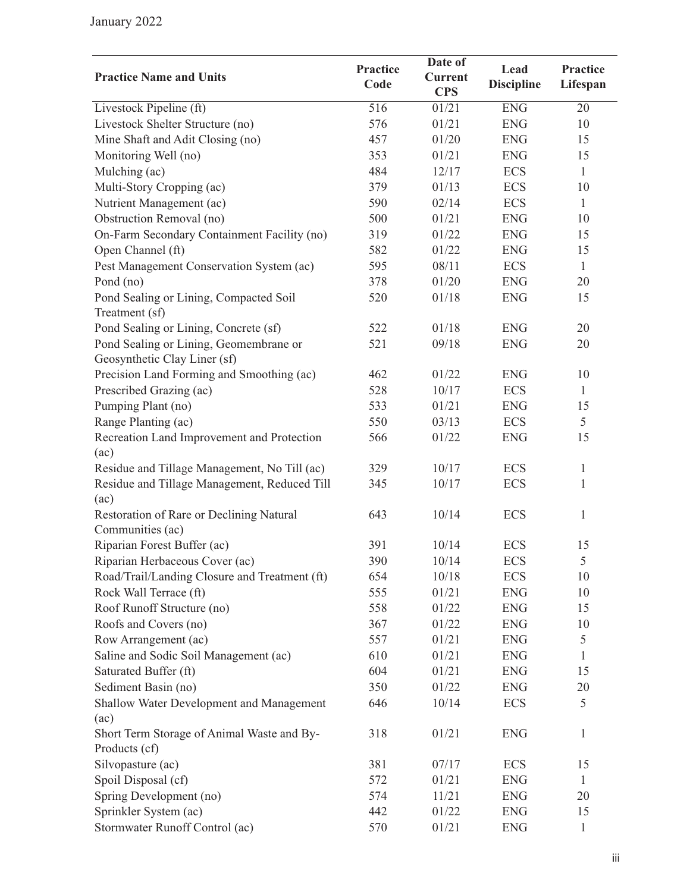| Practice Name and Units | Practice Code | Date of Current CPS | Lead Discipline | Practice Lifespan |
|---|---|---|---|---|
| Livestock Pipeline (ft) | 516 | 01/21 | ENG | 20 |
| Livestock Shelter Structure (no) | 576 | 01/21 | ENG | 10 |
| Mine Shaft and Adit Closing (no) | 457 | 01/20 | ENG | 15 |
| Monitoring Well (no) | 353 | 01/21 | ENG | 15 |
| Mulching (ac) | 484 | 12/17 | ECS | 1 |
| Multi-Story Cropping (ac) | 379 | 01/13 | ECS | 10 |
| Nutrient Management (ac) | 590 | 02/14 | ECS | 1 |
| Obstruction Removal (no) | 500 | 01/21 | ENG | 10 |
| On-Farm Secondary Containment Facility (no) | 319 | 01/22 | ENG | 15 |
| Open Channel (ft) | 582 | 01/22 | ENG | 15 |
| Pest Management Conservation System (ac) | 595 | 08/11 | ECS | 1 |
| Pond (no) | 378 | 01/20 | ENG | 20 |
| Pond Sealing or Lining, Compacted Soil Treatment (sf) | 520 | 01/18 | ENG | 15 |
| Pond Sealing or Lining, Concrete (sf) | 522 | 01/18 | ENG | 20 |
| Pond Sealing or Lining, Geomembrane or Geosynthetic Clay Liner (sf) | 521 | 09/18 | ENG | 20 |
| Precision Land Forming and Smoothing (ac) | 462 | 01/22 | ENG | 10 |
| Prescribed Grazing (ac) | 528 | 10/17 | ECS | 1 |
| Pumping Plant (no) | 533 | 01/21 | ENG | 15 |
| Range Planting (ac) | 550 | 03/13 | ECS | 5 |
| Recreation Land Improvement and Protection (ac) | 566 | 01/22 | ENG | 15 |
| Residue and Tillage Management, No Till (ac) | 329 | 10/17 | ECS | 1 |
| Residue and Tillage Management, Reduced Till (ac) | 345 | 10/17 | ECS | 1 |
| Restoration of Rare or Declining Natural Communities (ac) | 643 | 10/14 | ECS | 1 |
| Riparian Forest Buffer (ac) | 391 | 10/14 | ECS | 15 |
| Riparian Herbaceous Cover (ac) | 390 | 10/14 | ECS | 5 |
| Road/Trail/Landing Closure and Treatment (ft) | 654 | 10/18 | ECS | 10 |
| Rock Wall Terrace (ft) | 555 | 01/21 | ENG | 10 |
| Roof Runoff Structure (no) | 558 | 01/22 | ENG | 15 |
| Roofs and Covers (no) | 367 | 01/22 | ENG | 10 |
| Row Arrangement (ac) | 557 | 01/21 | ENG | 5 |
| Saline and Sodic Soil Management (ac) | 610 | 01/21 | ENG | 1 |
| Saturated Buffer (ft) | 604 | 01/21 | ENG | 15 |
| Sediment Basin (no) | 350 | 01/22 | ENG | 20 |
| Shallow Water Development and Management (ac) | 646 | 10/14 | ECS | 5 |
| Short Term Storage of Animal Waste and By-Products (cf) | 318 | 01/21 | ENG | 1 |
| Silvopasture (ac) | 381 | 07/17 | ECS | 15 |
| Spoil Disposal (cf) | 572 | 01/21 | ENG | 1 |
| Spring Development (no) | 574 | 11/21 | ENG | 20 |
| Sprinkler System (ac) | 442 | 01/22 | ENG | 15 |
| Stormwater Runoff Control (ac) | 570 | 01/21 | ENG | 1 |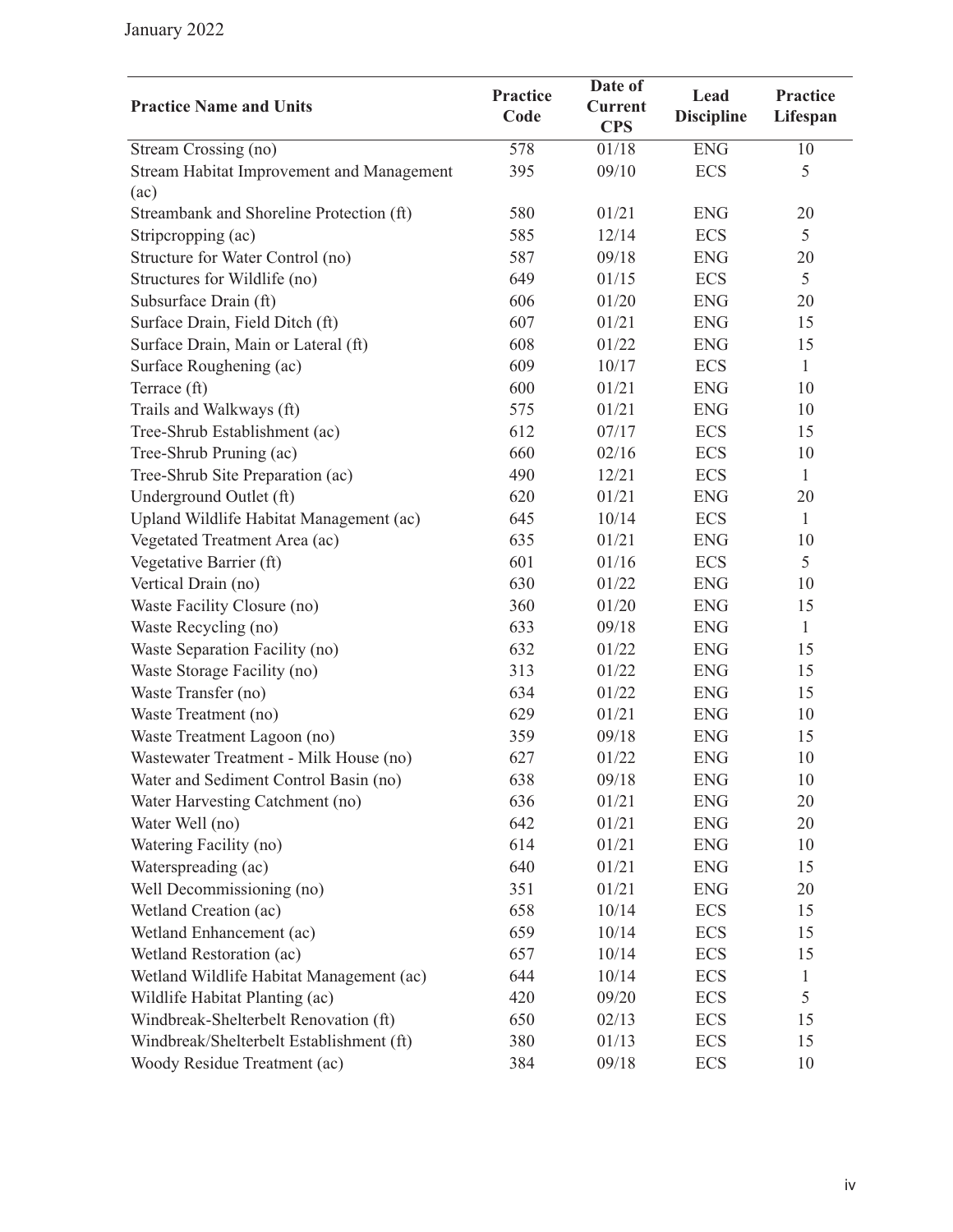| Practice Name and Units | Practice Code | Date of Current CPS | Lead Discipline | Practice Lifespan |
|---|---|---|---|---|
| Stream Crossing (no) | 578 | 01/18 | ENG | 10 |
| Stream Habitat Improvement and Management (ac) | 395 | 09/10 | ECS | 5 |
| Streambank and Shoreline Protection (ft) | 580 | 01/21 | ENG | 20 |
| Stripcropping (ac) | 585 | 12/14 | ECS | 5 |
| Structure for Water Control (no) | 587 | 09/18 | ENG | 20 |
| Structures for Wildlife (no) | 649 | 01/15 | ECS | 5 |
| Subsurface Drain (ft) | 606 | 01/20 | ENG | 20 |
| Surface Drain, Field Ditch (ft) | 607 | 01/21 | ENG | 15 |
| Surface Drain, Main or Lateral (ft) | 608 | 01/22 | ENG | 15 |
| Surface Roughening (ac) | 609 | 10/17 | ECS | 1 |
| Terrace (ft) | 600 | 01/21 | ENG | 10 |
| Trails and Walkways (ft) | 575 | 01/21 | ENG | 10 |
| Tree-Shrub Establishment (ac) | 612 | 07/17 | ECS | 15 |
| Tree-Shrub Pruning (ac) | 660 | 02/16 | ECS | 10 |
| Tree-Shrub Site Preparation (ac) | 490 | 12/21 | ECS | 1 |
| Underground Outlet (ft) | 620 | 01/21 | ENG | 20 |
| Upland Wildlife Habitat Management (ac) | 645 | 10/14 | ECS | 1 |
| Vegetated Treatment Area (ac) | 635 | 01/21 | ENG | 10 |
| Vegetative Barrier (ft) | 601 | 01/16 | ECS | 5 |
| Vertical Drain (no) | 630 | 01/22 | ENG | 10 |
| Waste Facility Closure (no) | 360 | 01/20 | ENG | 15 |
| Waste Recycling (no) | 633 | 09/18 | ENG | 1 |
| Waste Separation Facility (no) | 632 | 01/22 | ENG | 15 |
| Waste Storage Facility (no) | 313 | 01/22 | ENG | 15 |
| Waste Transfer (no) | 634 | 01/22 | ENG | 15 |
| Waste Treatment (no) | 629 | 01/21 | ENG | 10 |
| Waste Treatment Lagoon (no) | 359 | 09/18 | ENG | 15 |
| Wastewater Treatment - Milk House (no) | 627 | 01/22 | ENG | 10 |
| Water and Sediment Control Basin (no) | 638 | 09/18 | ENG | 10 |
| Water Harvesting Catchment (no) | 636 | 01/21 | ENG | 20 |
| Water Well (no) | 642 | 01/21 | ENG | 20 |
| Watering Facility (no) | 614 | 01/21 | ENG | 10 |
| Waterspreading (ac) | 640 | 01/21 | ENG | 15 |
| Well Decommissioning (no) | 351 | 01/21 | ENG | 20 |
| Wetland Creation (ac) | 658 | 10/14 | ECS | 15 |
| Wetland Enhancement (ac) | 659 | 10/14 | ECS | 15 |
| Wetland Restoration (ac) | 657 | 10/14 | ECS | 15 |
| Wetland Wildlife Habitat Management (ac) | 644 | 10/14 | ECS | 1 |
| Wildlife Habitat Planting (ac) | 420 | 09/20 | ECS | 5 |
| Windbreak-Shelterbelt Renovation (ft) | 650 | 02/13 | ECS | 15 |
| Windbreak/Shelterbelt Establishment (ft) | 380 | 01/13 | ECS | 15 |
| Woody Residue Treatment (ac) | 384 | 09/18 | ECS | 10 |